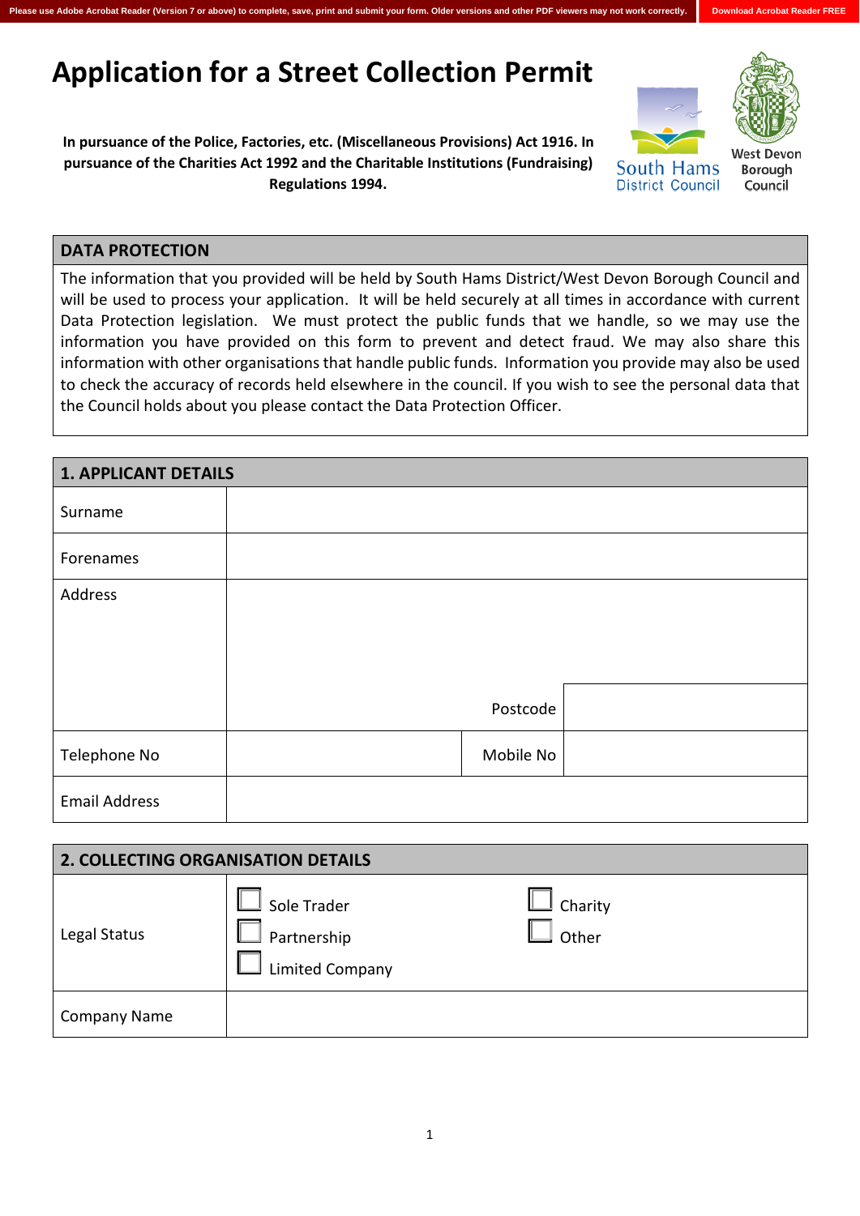Please use Adobe Acrobat Reader (Version 7 or above) to complete, save, print and submit your form. Older versions and other PDF viewers may not work correctly. Download Acrobat Reader FREE

# Application for a Street Collection Permit

**In pursuance of the Police, Factories, etc. (Miscellaneous Provisions) Act 1916. In pursuance of the Charities Act 1992 and the Charitable Institutions (Fundraising) Regulations 1994.**

South Hams District Council

West Devon Borough Council

## DATA PROTECTION

The information that you provided will be held by South Hams District/West Devon Borough Council and will be used to process your application. It will be held securely at all times in accordance with current Data Protection legislation. We must protect the public funds that we handle, so we may use the information you have provided on this form to prevent and detect fraud. We may also share this information with other organisations that handle public funds. Information you provide may also be used to check the accuracy of records held elsewhere in the council. If you wish to see the personal data that the Council holds about you please contact the Data Protection Officer.

## 1. APPLICANT DETAILS

| | | | |
|---|---|---|---|
| Surname | | | |
| Forenames | | | |
| Address | | | |
| | | Postcode | |
| Telephone No | | Mobile No | |
| Email Address | | | |

## 2. COLLECTING ORGANISATION DETAILS

| | |
|---|---|
| Legal Status | ☐ Sole Trader ☐ Partnership ☐ Limited Company ☐ Charity ☐ Other |
| Company Name | |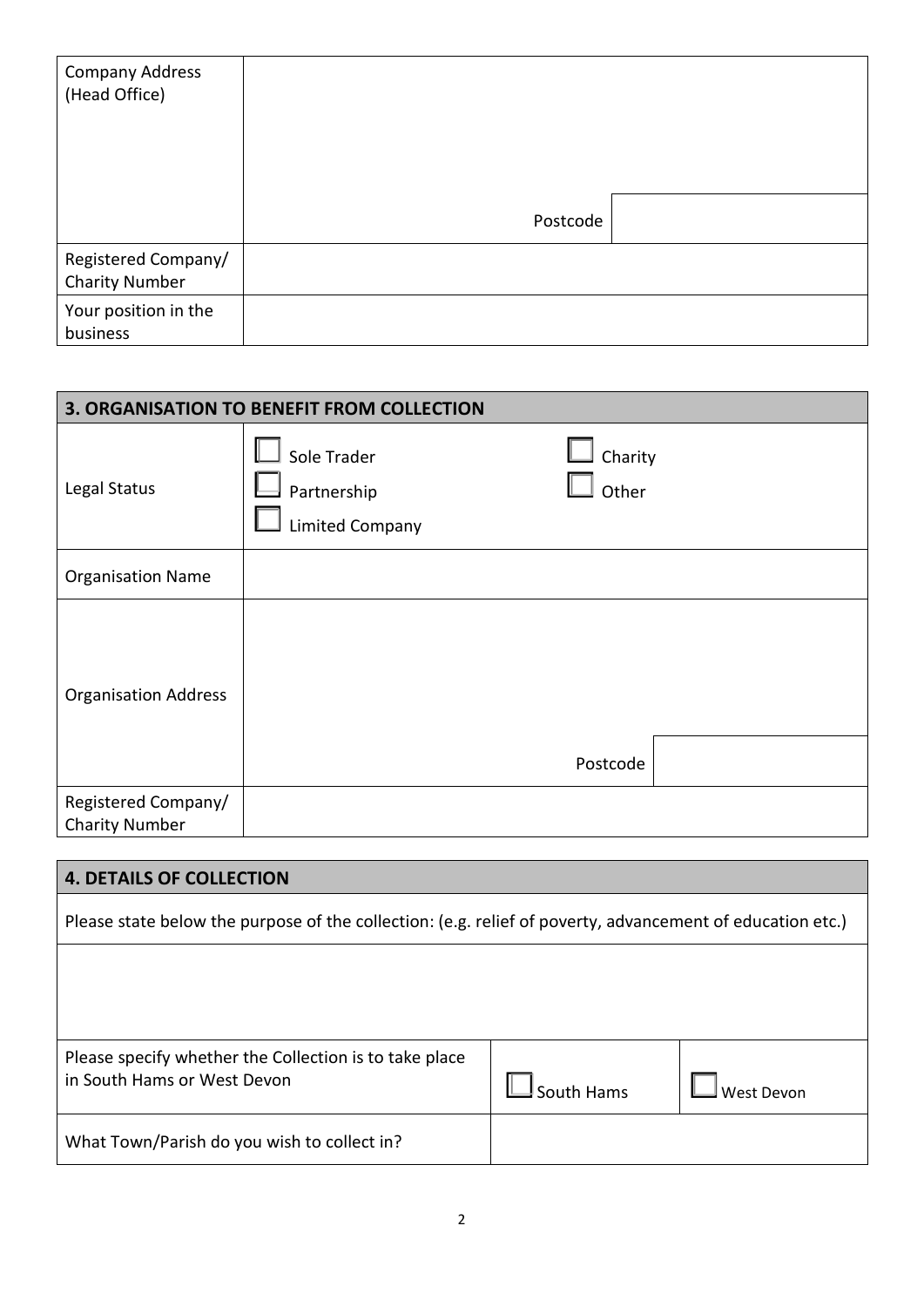| Company Address (Head Office) | |
|---|---|
| | Postcode |
| Registered Company/ Charity Number | |
| Your position in the business | |

## 3. ORGANISATION TO BENEFIT FROM COLLECTION

| Legal Status | ☐ Sole Trader ☐ Partnership ☐ Limited Company ☐ Charity ☐ Other |
|---|---|
| Organisation Name | |
| Organisation Address | |
| | Postcode |
| Registered Company/ Charity Number | |

## 4. DETAILS OF COLLECTION

Please state below the purpose of the collection: (e.g. relief of poverty, advancement of education etc.)

| Please specify whether the Collection is to take place in South Hams or West Devon | ☐ South Hams | ☐ West Devon |
|---|---|---|
| What Town/Parish do you wish to collect in? | | |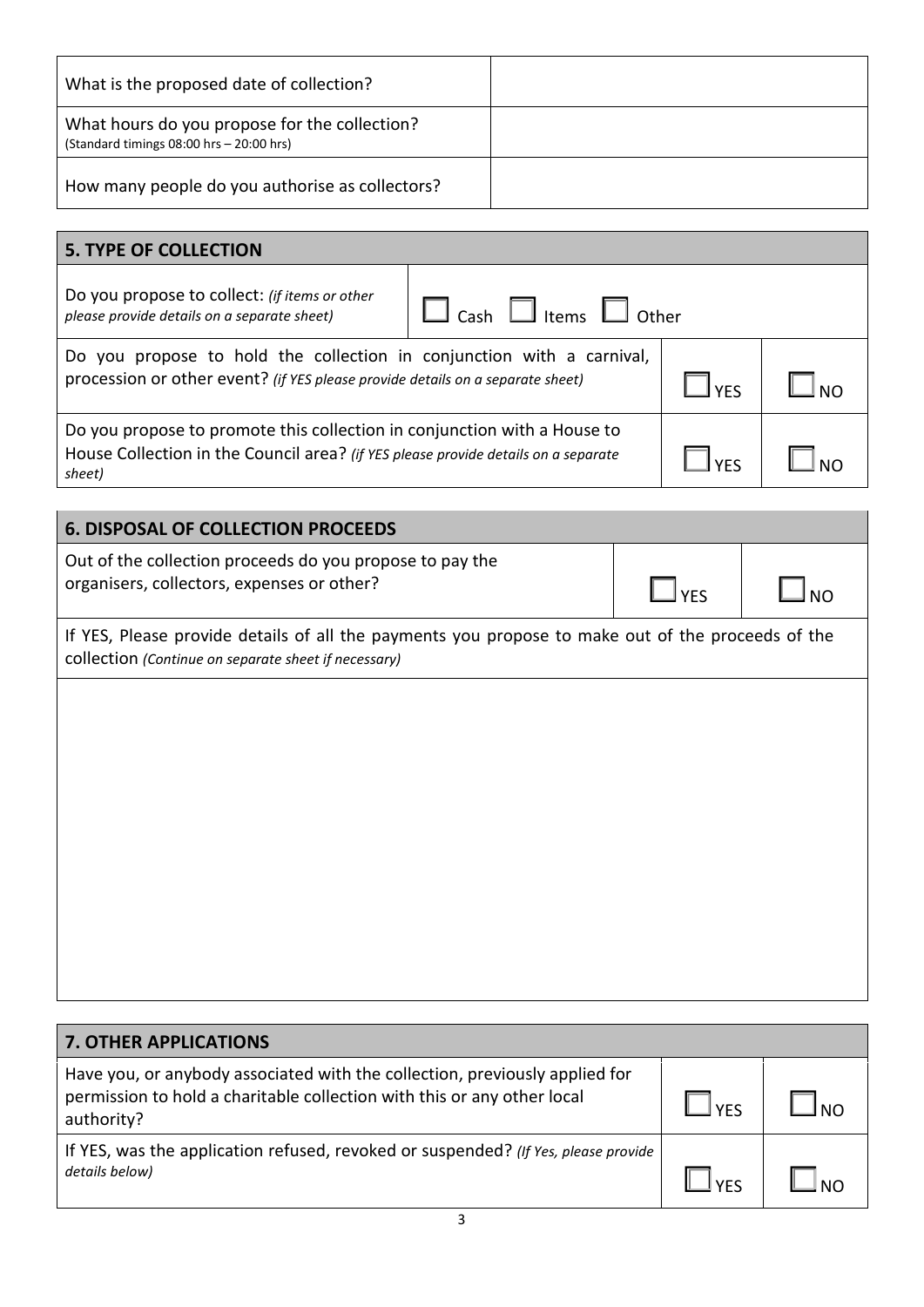| What is the proposed date of collection? | |
|---|---|
| What hours do you propose for the collection? (Standard timings 08:00 hrs – 20:00 hrs) | |
| How many people do you authorise as collectors? | |

| **5. TYPE OF COLLECTION** | | |
|---|---|---|
| Do you propose to collect: *(if items or other please provide details on a separate sheet)* | ☐ Cash ☐ Items ☐ Other | |
| Do you propose to hold the collection in conjunction with a carnival, procession or other event? *(if YES please provide details on a separate sheet)* | ☐ YES | ☐ NO |
| Do you propose to promote this collection in conjunction with a House to House Collection in the Council area? *(if YES please provide details on a separate sheet)* | ☐ YES | ☐ NO |

| **6. DISPOSAL OF COLLECTION PROCEEDS** | | |
|---|---|---|
| Out of the collection proceeds do you propose to pay the organisers, collectors, expenses or other? | ☐ YES | ☐ NO |
| If YES, Please provide details of all the payments you propose to make out of the proceeds of the collection *(Continue on separate sheet if necessary)* | | |
| | | |

| **7. OTHER APPLICATIONS** | | |
|---|---|---|
| Have you, or anybody associated with the collection, previously applied for permission to hold a charitable collection with this or any other local authority? | ☐ YES | ☐ NO |
| If YES, was the application refused, revoked or suspended? *(If Yes, please provide details below)* | ☐ YES | ☐ NO |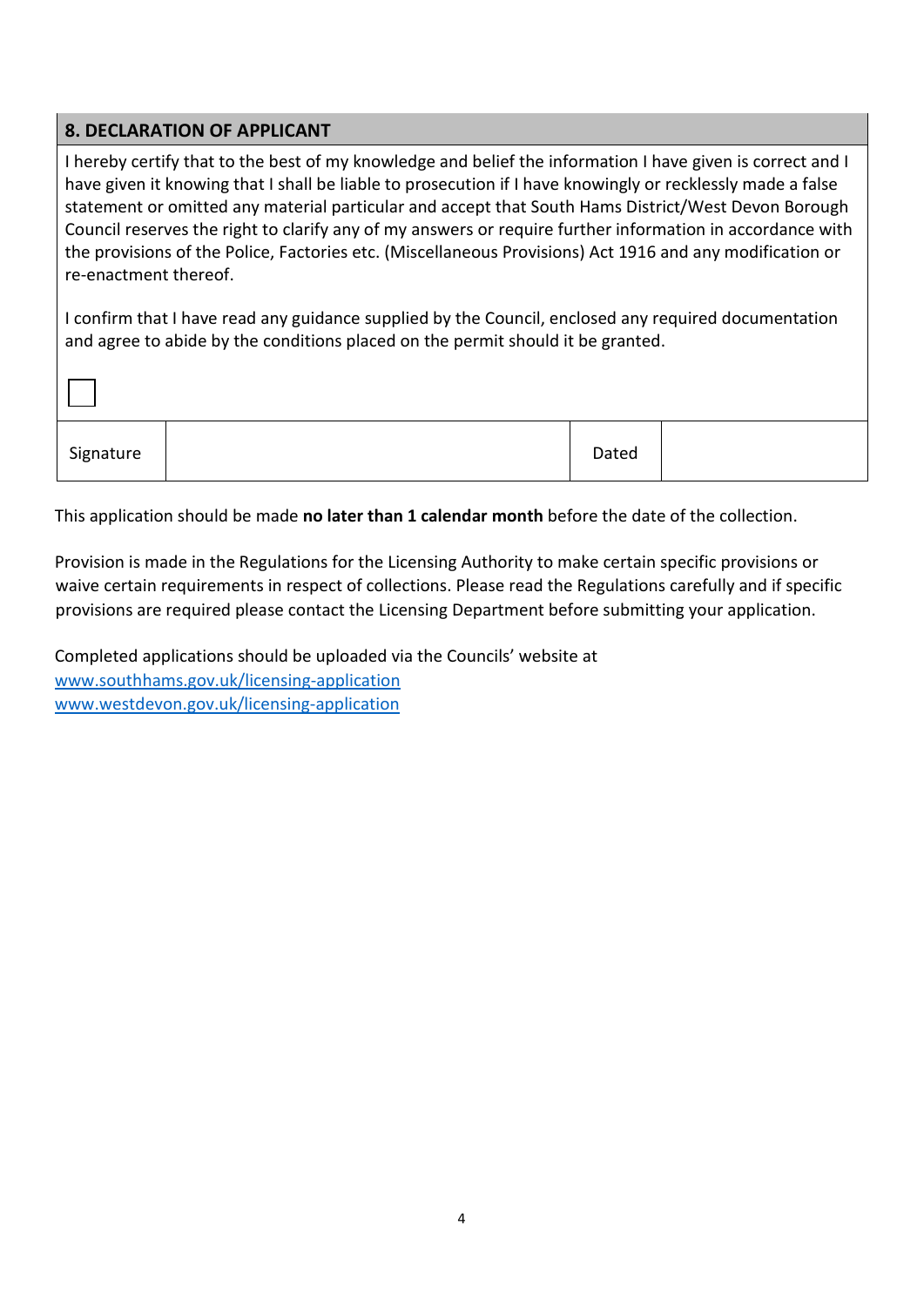## 8. DECLARATION OF APPLICANT

I hereby certify that to the best of my knowledge and belief the information I have given is correct and I have given it knowing that I shall be liable to prosecution if I have knowingly or recklessly made a false statement or omitted any material particular and accept that South Hams District/West Devon Borough Council reserves the right to clarify any of my answers or require further information in accordance with the provisions of the Police, Factories etc. (Miscellaneous Provisions) Act 1916 and any modification or re-enactment thereof.

I confirm that I have read any guidance supplied by the Council, enclosed any required documentation and agree to abide by the conditions placed on the permit should it be granted.

☐

| | | | |
|---|---|---|---|
| Signature | | Dated | |

This application should be made **no later than 1 calendar month** before the date of the collection.

Provision is made in the Regulations for the Licensing Authority to make certain specific provisions or waive certain requirements in respect of collections. Please read the Regulations carefully and if specific provisions are required please contact the Licensing Department before submitting your application.

Completed applications should be uploaded via the Councils' website at
www.southhams.gov.uk/licensing-application
www.westdevon.gov.uk/licensing-application